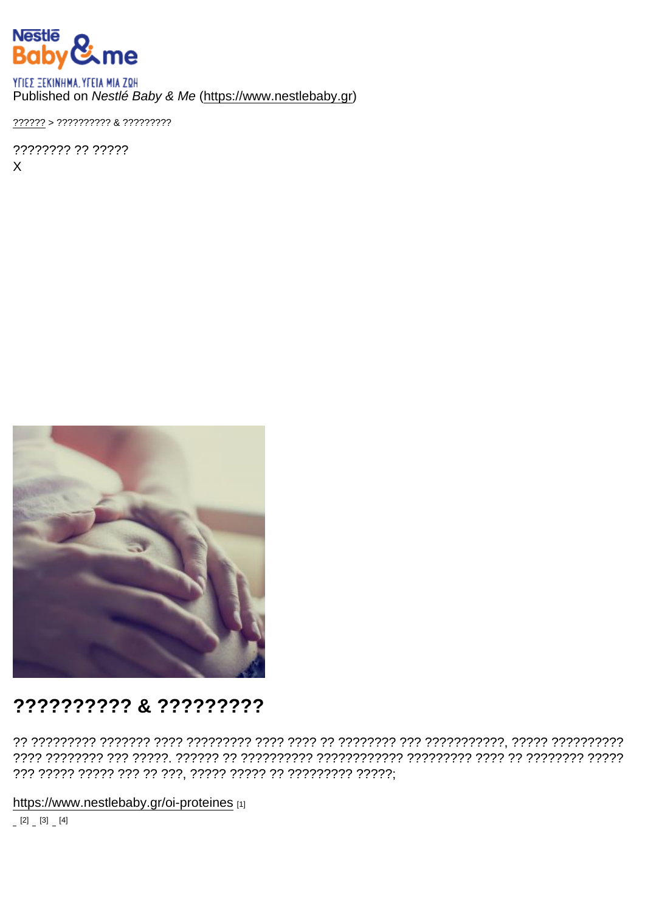ΥΓΙΕΣ ΞΕΚΙΝΗΜΑ. ΥΓΕΙΑ ΜΙΑ ΖΩΗ

Published on *Nestlé Baby & Me* (https://www.nestlebaby.gr)

?????? > ?????????? & ?????????

???????? ?? ?????

X

# ?????????? & ?????????

?? ????????? ??????? ???? ????????? ???? ???? ?? ???????? ??? ???????????, ????? ?????????? ???? ???????? ??? ?????. ?????? ?? ?????????? ???????????? ????????? ???? ?? ???????? ????? ??? ????? ????? ??? ?? ???, ????? ????? ?? ????????? ?????;

https://www.nestlebaby.gr/oi-proteines [1]

[2] [3] [4]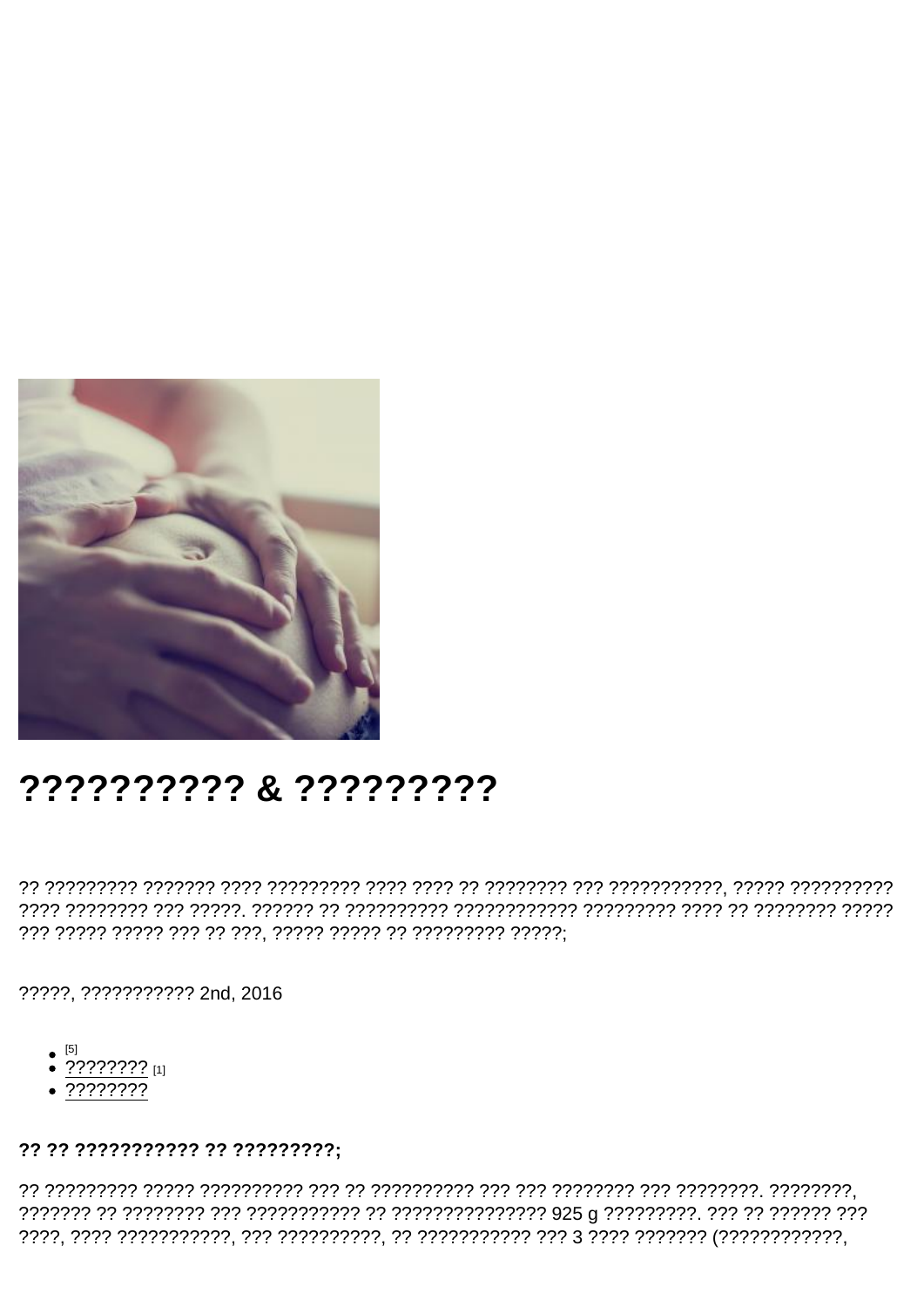# ?????????? & ?????????

?? ????????? ??????? ???? ????????? ???? ???? ?? ???????? ??? ???????????, ????? ?????????? ???? ???????? ??? ?????. ?????? ?? ?????????? ???????????? ????????? ???? ?? ???????? ????? ??? ????? ????? ??? ?? ???, ????? ????? ?? ????????? ?????;

?????, ??????????? 2nd, 2016

- [5]
- ???????? [1]
- ????????

**?? ?? ??????????? ?? ?????????;**

?? ????????? ????? ?????????? ??? ?? ?????????? ??? ??? ???????? ??? ????????. ????????, ??????? ?? ???????? ??? ??????????? ?? ??????????????? 925 g ?????????. ??? ?? ?????? ??? ?????, ????? ???????????, ??? ??????????, ?? ??????????? ??? 3 ???? ??????? (????????????,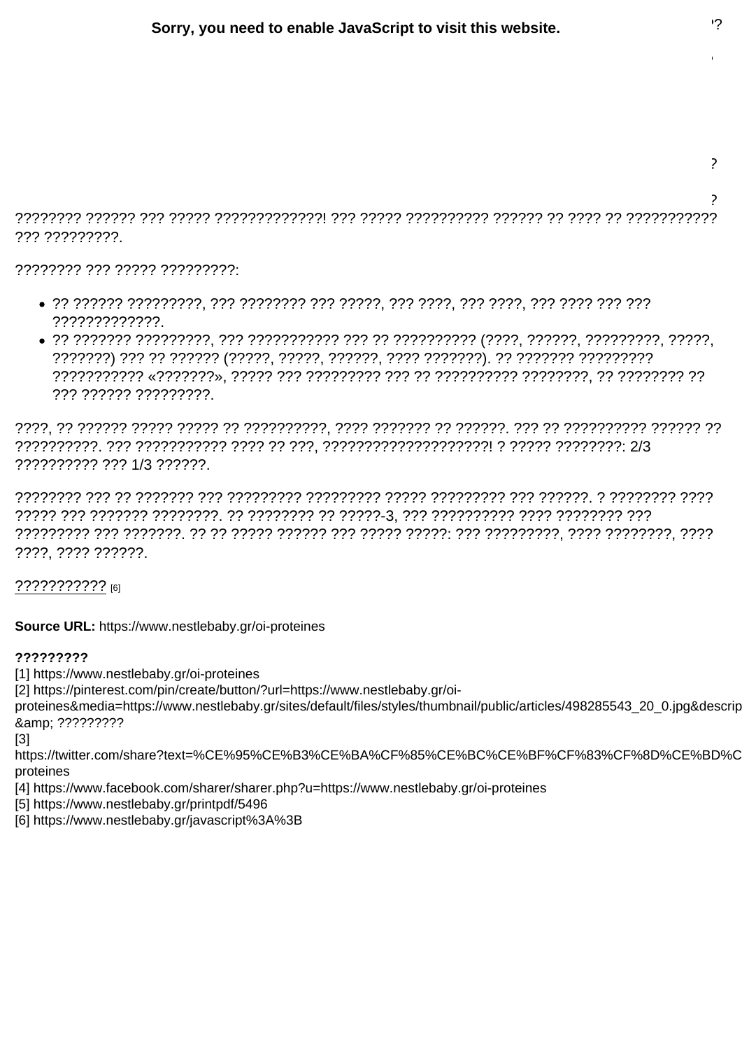**Sorry, you need to enable JavaScript to visit this website.**

???????? ?????? ??? ????? ?????????????! ??? ????? ?????????? ?????? ?? ???? ?? ??????????? ??? ?????????.

???????? ??? ????? ?????????:

- ?? ?????? ?????????, ??? ???????? ??? ?????, ??? ????, ??? ????, ??? ???? ??? ??? ?????????????.
- ?? ??????? ?????????, ??? ??????????? ??? ?? ?????????? (????, ??????, ?????????, ?????, ???????) ??? ?? ?????? (?????, ?????, ??????, ???? ???????). ?? ??????? ????????? ??????????? «???????», ????? ??? ????????? ??? ?? ?????????? ????????, ?? ???????? ?? ??? ?????? ?????????.

????, ?? ?????? ????? ????? ?? ??????????, ???? ??????? ?? ??????. ??? ?? ?????????? ?????? ?? ??????????. ??? ??????????? ???? ?? ???, ????????????????????! ? ????? ????????: 2/3 ?????????? ??? 1/3 ??????.

???????? ??? ?? ??????? ??? ????????? ????????? ????? ????????? ??? ??????. ? ???????? ???? ????? ??? ??????? ????????. ?? ???????? ?? ?????-3, ??? ?????????? ???? ???????? ??? ????????? ??? ???????. ?? ?? ????? ?????? ??? ????? ?????: ??? ?????????, ???? ????????, ???? ????, ???? ??????.

??????????? [6]

**Source URL:** https://www.nestlebaby.gr/oi-proteines

**?????????**

[1] https://www.nestlebaby.gr/oi-proteines
[2] https://pinterest.com/pin/create/button/?url=https://www.nestlebaby.gr/oi-proteines&media=https://www.nestlebaby.gr/sites/default/files/styles/thumbnail/public/articles/498285543_20_0.jpg&descrip &amp; ?????????
[3] https://twitter.com/share?text=%CE%95%CE%B3%CE%BA%CF%85%CE%BC%CE%BF%CF%83%CF%8D%CE%BD%C proteines
[4] https://www.facebook.com/sharer/sharer.php?u=https://www.nestlebaby.gr/oi-proteines
[5] https://www.nestlebaby.gr/printpdf/5496
[6] https://www.nestlebaby.gr/javascript%3A%3B